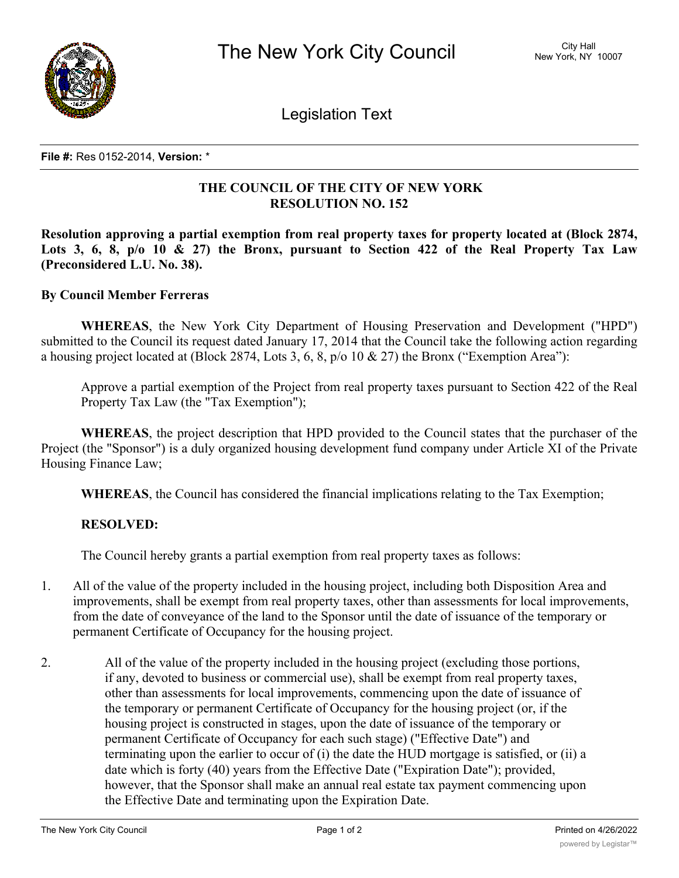**File #:** Res 0152-2014, **Version:** *

**THE COUNCIL OF THE CITY OF NEW YORK**
**RESOLUTION NO. 152**

**Resolution approving a partial exemption from real property taxes for property located at (Block 2874, Lots 3, 6, 8, p/o 10 & 27) the Bronx, pursuant to Section 422 of the Real Property Tax Law (Preconsidered L.U. No. 38).**

**By Council Member Ferreras**

**WHEREAS**, the New York City Department of Housing Preservation and Development ("HPD") submitted to the Council its request dated January 17, 2014 that the Council take the following action regarding a housing project located at (Block 2874, Lots 3, 6, 8, p/o 10 & 27) the Bronx ("Exemption Area"):

Approve a partial exemption of the Project from real property taxes pursuant to Section 422 of the Real Property Tax Law (the "Tax Exemption");

**WHEREAS**, the project description that HPD provided to the Council states that the purchaser of the Project (the "Sponsor") is a duly organized housing development fund company under Article XI of the Private Housing Finance Law;

**WHEREAS**, the Council has considered the financial implications relating to the Tax Exemption;

**RESOLVED:**

The Council hereby grants a partial exemption from real property taxes as follows:

1. All of the value of the property included in the housing project, including both Disposition Area and improvements, shall be exempt from real property taxes, other than assessments for local improvements, from the date of conveyance of the land to the Sponsor until the date of issuance of the temporary or permanent Certificate of Occupancy for the housing project.

2. All of the value of the property included in the housing project (excluding those portions, if any, devoted to business or commercial use), shall be exempt from real property taxes, other than assessments for local improvements, commencing upon the date of issuance of the temporary or permanent Certificate of Occupancy for the housing project (or, if the housing project is constructed in stages, upon the date of issuance of the temporary or permanent Certificate of Occupancy for each such stage) ("Effective Date") and terminating upon the earlier to occur of (i) the date the HUD mortgage is satisfied, or (ii) a date which is forty (40) years from the Effective Date ("Expiration Date"); provided, however, that the Sponsor shall make an annual real estate tax payment commencing upon the Effective Date and terminating upon the Expiration Date.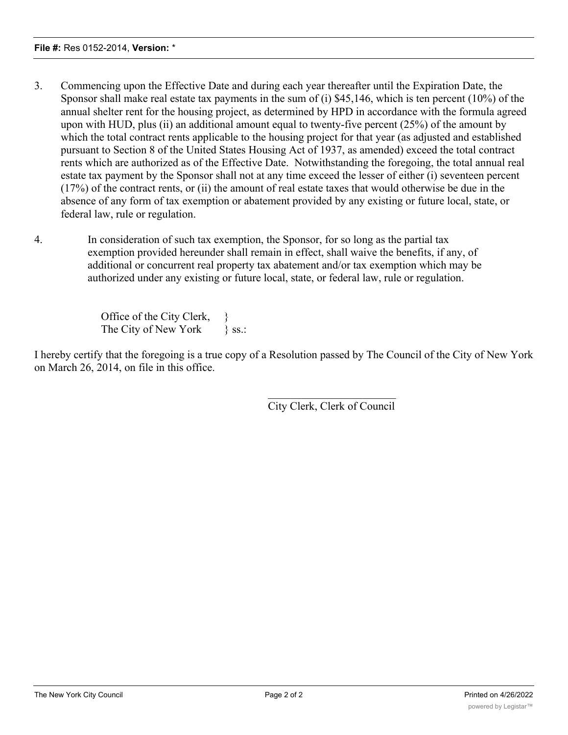3. Commencing upon the Effective Date and during each year thereafter until the Expiration Date, the Sponsor shall make real estate tax payments in the sum of (i) $45,146, which is ten percent (10%) of the annual shelter rent for the housing project, as determined by HPD in accordance with the formula agreed upon with HUD, plus (ii) an additional amount equal to twenty-five percent (25%) of the amount by which the total contract rents applicable to the housing project for that year (as adjusted and established pursuant to Section 8 of the United States Housing Act of 1937, as amended) exceed the total contract rents which are authorized as of the Effective Date. Notwithstanding the foregoing, the total annual real estate tax payment by the Sponsor shall not at any time exceed the lesser of either (i) seventeen percent (17%) of the contract rents, or (ii) the amount of real estate taxes that would otherwise be due in the absence of any form of tax exemption or abatement provided by any existing or future local, state, or federal law, rule or regulation.

4. In consideration of such tax exemption, the Sponsor, for so long as the partial tax exemption provided hereunder shall remain in effect, shall waive the benefits, if any, of additional or concurrent real property tax abatement and/or tax exemption which may be authorized under any existing or future local, state, or federal law, rule or regulation.

Office of the City Clerk, }
The City of New York } ss.:

I hereby certify that the foregoing is a true copy of a Resolution passed by The Council of the City of New York on March 26, 2014, on file in this office.

\_\_\_\_\_\_\_\_\_\_\_\_\_\_\_\_\_\_\_\_\_\_\_\_

City Clerk, Clerk of Council